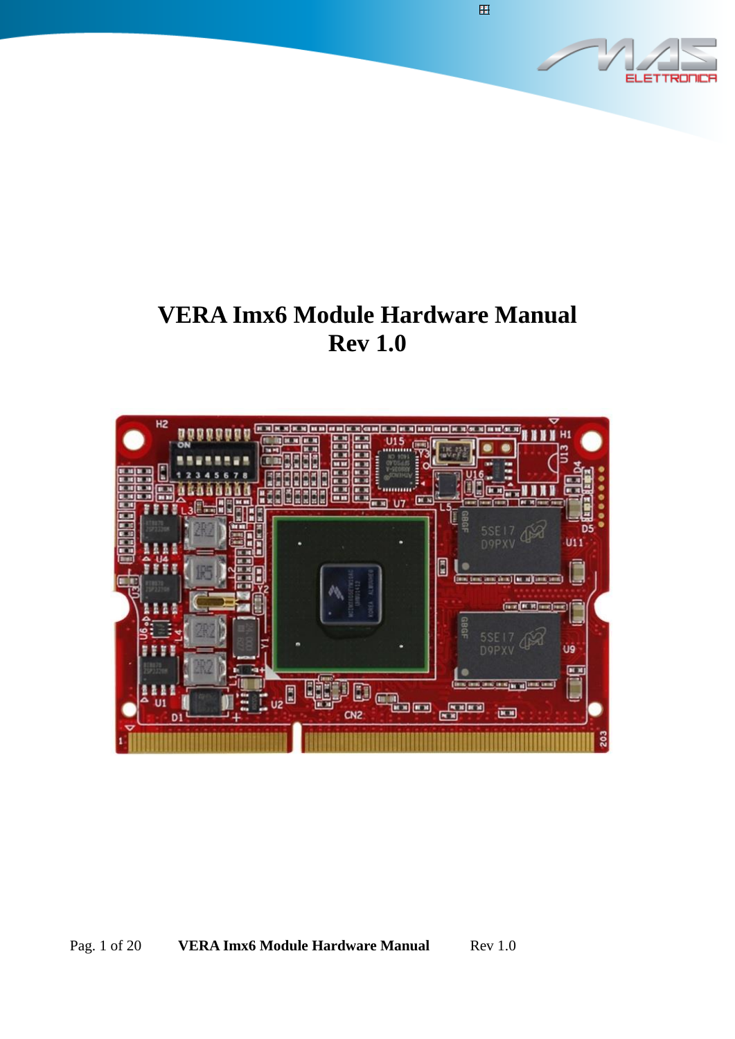# VERA Imx6 Module Hardware Manual
# Rev 1.0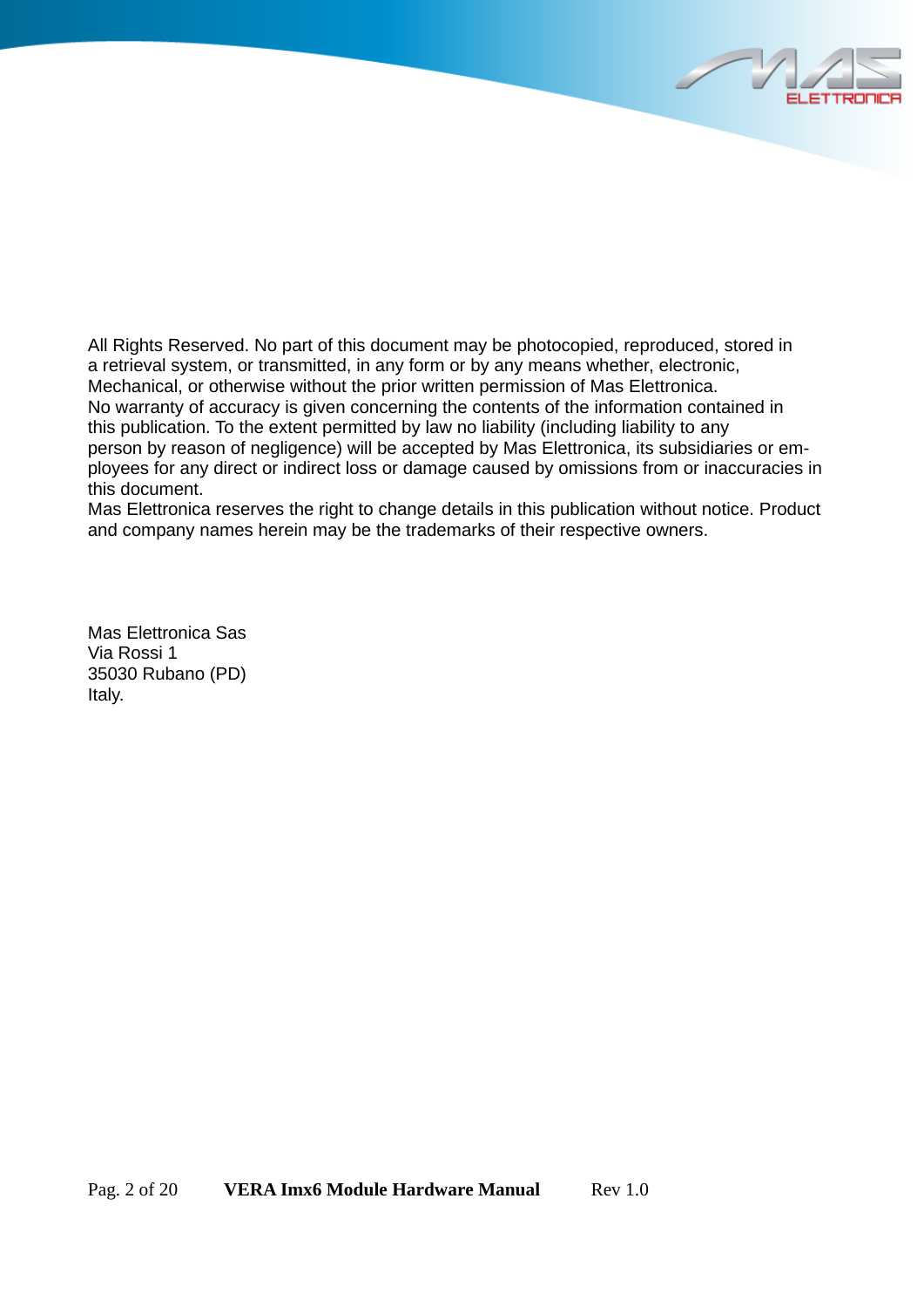All Rights Reserved. No part of this document may be photocopied, reproduced, stored in a retrieval system, or transmitted, in any form or by any means whether, electronic, Mechanical, or otherwise without the prior written permission of Mas Elettronica.
No warranty of accuracy is given concerning the contents of the information contained in this publication. To the extent permitted by law no liability (including liability to any person by reason of negligence) will be accepted by Mas Elettronica, its subsidiaries or employees for any direct or indirect loss or damage caused by omissions from or inaccuracies in this document.
Mas Elettronica reserves the right to change details in this publication without notice. Product and company names herein may be the trademarks of their respective owners.

Mas Elettronica Sas
Via Rossi 1
35030 Rubano (PD)
Italy.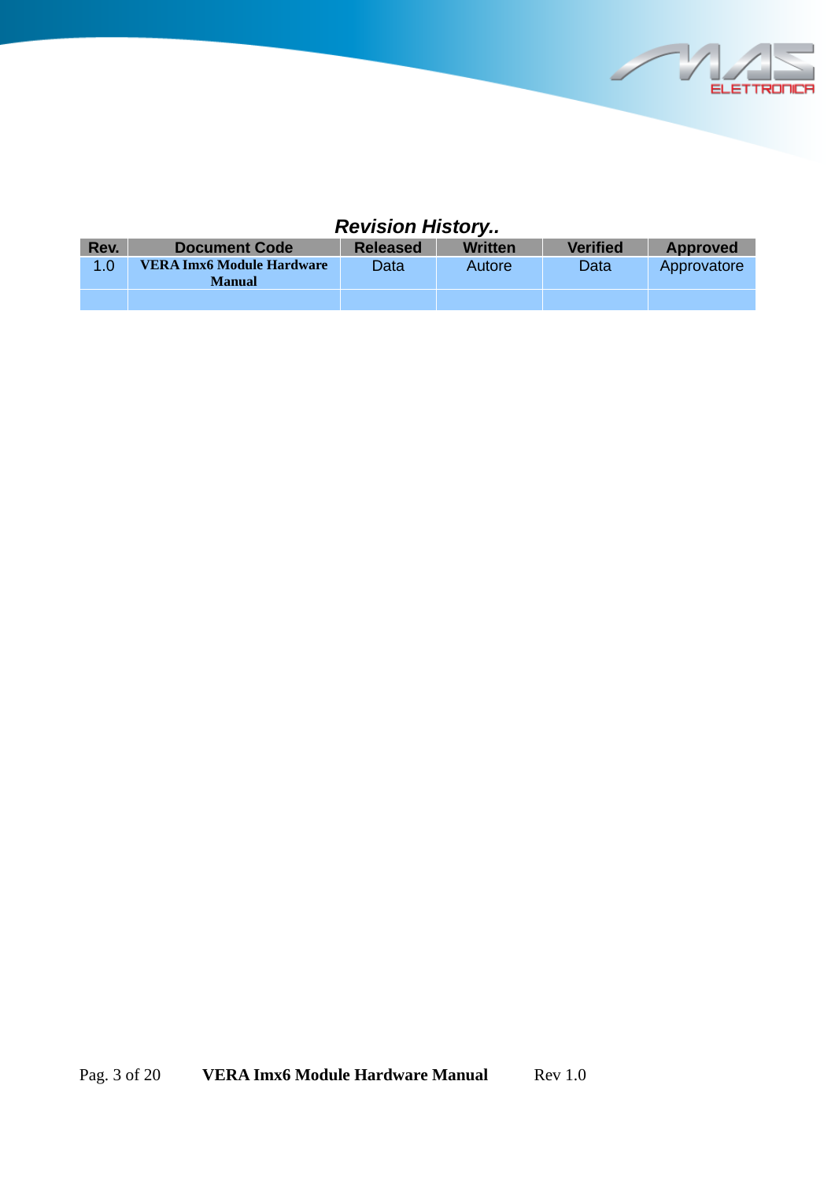***Revision History..***

| Rev. | Document Code | Released | Written | Verified | Approved |
|---|---|---|---|---|---|
| 1.0 | **VERA Imx6 Module Hardware Manual** | Data | Autore | Data | Approvatore |
| | | | | | |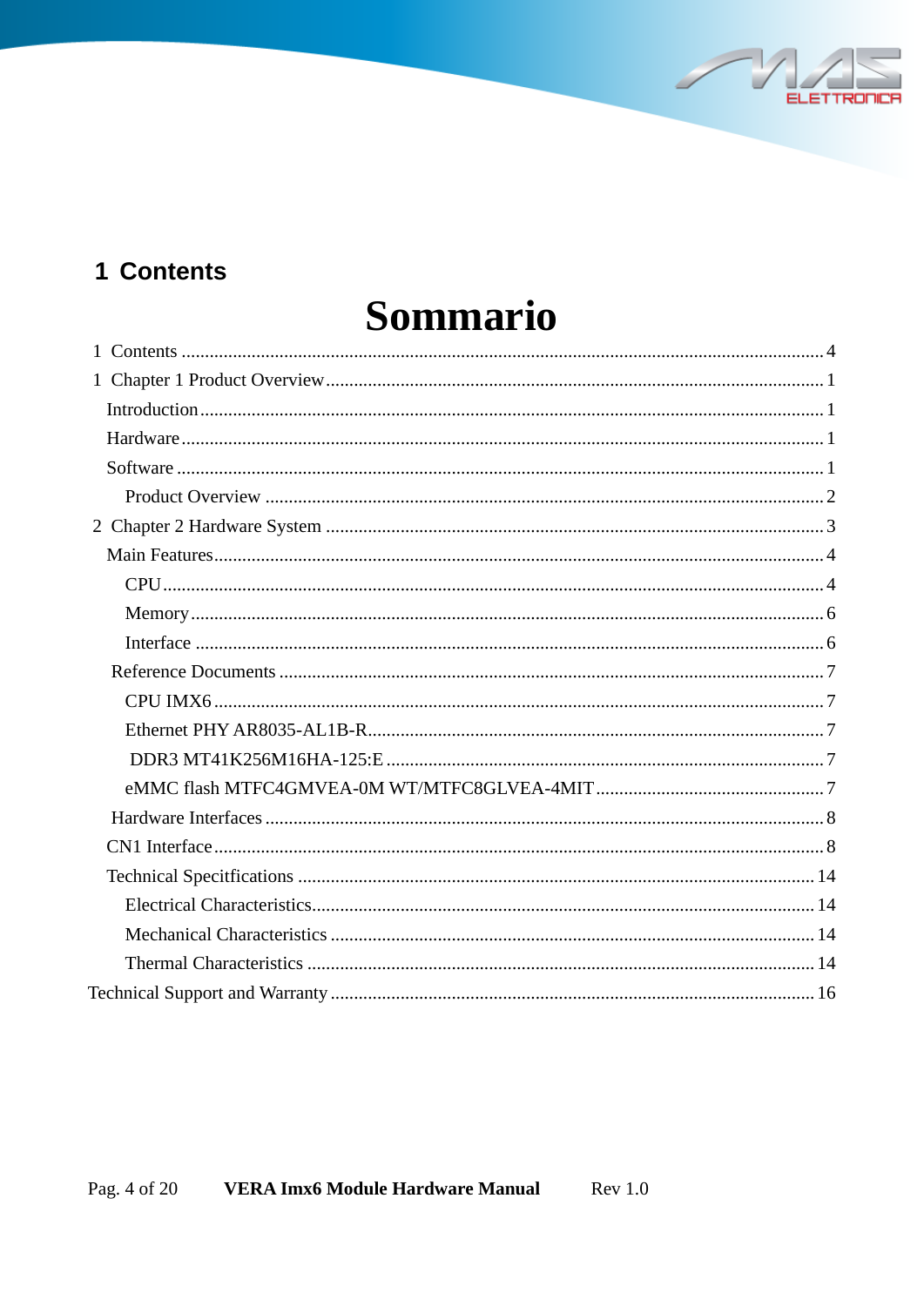# 1 Contents

## Sommario

1 Contents .......................................................................................................................... 4
1 Chapter 1 Product Overview .......................................................................................... 1
  Introduction ..................................................................................................................... 1
  Hardware ......................................................................................................................... 1
  Software .......................................................................................................................... 1
    Product Overview ......................................................................................................... 2
2 Chapter 2 Hardware System ........................................................................................... 3
  Main Features .................................................................................................................. 4
    CPU .............................................................................................................................. 4
    Memory ........................................................................................................................ 6
    Interface ....................................................................................................................... 6
  Reference Documents ..................................................................................................... 7
    CPU IMX6 ................................................................................................................... 7
    Ethernet PHY AR8035-AL1B-R ................................................................................. 7
    DDR3 MT41K256M16HA-125:E ............................................................................... 7
    eMMC flash MTFC4GMVEA-0M WT/MTFC8GLVEA-4MIT ................................. 7
  Hardware Interfaces ........................................................................................................ 8
  CN1 Interface .................................................................................................................. 8
  Technical Specifications ................................................................................................ 14
    Electrical Characteristics ............................................................................................ 14
    Mechanical Characteristics ......................................................................................... 14
    Thermal Characteristics .............................................................................................. 14
Technical Support and Warranty ....................................................................................... 16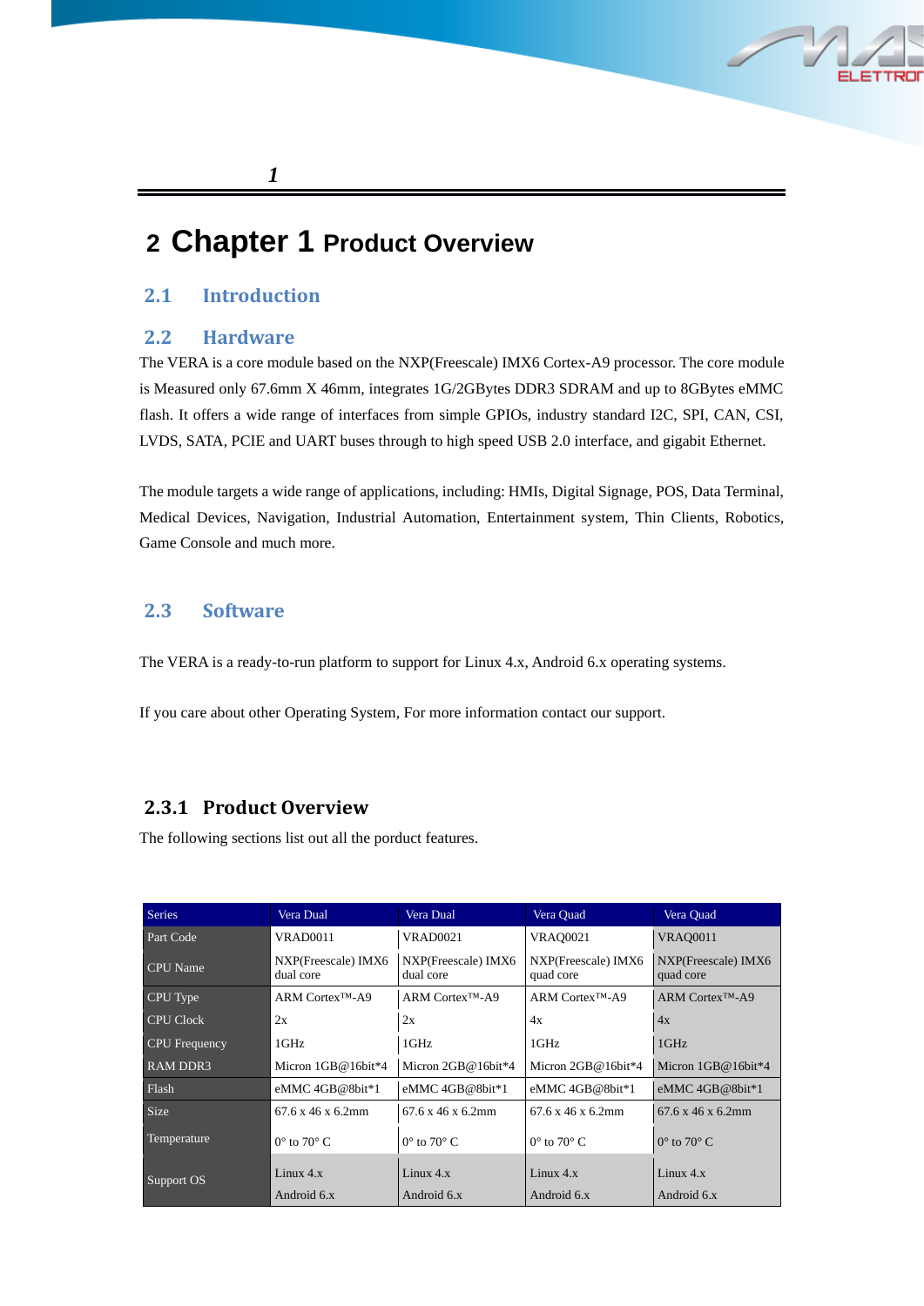# 2 Chapter 1 Product Overview

## 2.1 Introduction

## 2.2 Hardware

The VERA is a core module based on the NXP(Freescale) IMX6 Cortex-A9 processor. The core module is Measured only 67.6mm X 46mm, integrates 1G/2GBytes DDR3 SDRAM and up to 8GBytes eMMC flash. It offers a wide range of interfaces from simple GPIOs, industry standard I2C, SPI, CAN, CSI, LVDS, SATA, PCIE and UART buses through to high speed USB 2.0 interface, and gigabit Ethernet.

The module targets a wide range of applications, including: HMIs, Digital Signage, POS, Data Terminal, Medical Devices, Navigation, Industrial Automation, Entertainment system, Thin Clients, Robotics, Game Console and much more.

## 2.3 Software

The VERA is a ready-to-run platform to support for Linux 4.x, Android 6.x operating systems.

If you care about other Operating System, For more information contact our support.

### 2.3.1 Product Overview

The following sections list out all the porduct features.

| Series | Vera Dual | Vera Dual | Vera Quad | Vera Quad |
|---|---|---|---|---|
| Part Code | VRAD0011 | VRAD0021 | VRAQ0021 | VRAQ0011 |
| CPU Name | NXP(Freescale) IMX6 dual core | NXP(Freescale) IMX6 dual core | NXP(Freescale) IMX6 quad core | NXP(Freescale) IMX6 quad core |
| CPU Type | ARM Cortex™-A9 | ARM Cortex™-A9 | ARM Cortex™-A9 | ARM Cortex™-A9 |
| CPU Clock | 2x | 2x | 4x | 4x |
| CPU Frequency | 1GHz | 1GHz | 1GHz | 1GHz |
| RAM DDR3 | Micron 1GB@16bit*4 | Micron 2GB@16bit*4 | Micron 2GB@16bit*4 | Micron 1GB@16bit*4 |
| Flash | eMMC 4GB@8bit*1 | eMMC 4GB@8bit*1 | eMMC 4GB@8bit*1 | eMMC 4GB@8bit*1 |
| Size | 67.6 x 46 x 6.2mm | 67.6 x 46 x 6.2mm | 67.6 x 46 x 6.2mm | 67.6 x 46 x 6.2mm |
| Temperature | 0° to 70° C | 0° to 70° C | 0° to 70° C | 0° to 70° C |
| Support OS | Linux 4.x<br>Android 6.x | Linux 4.x<br>Android 6.x | Linux 4.x<br>Android 6.x | Linux 4.x<br>Android 6.x |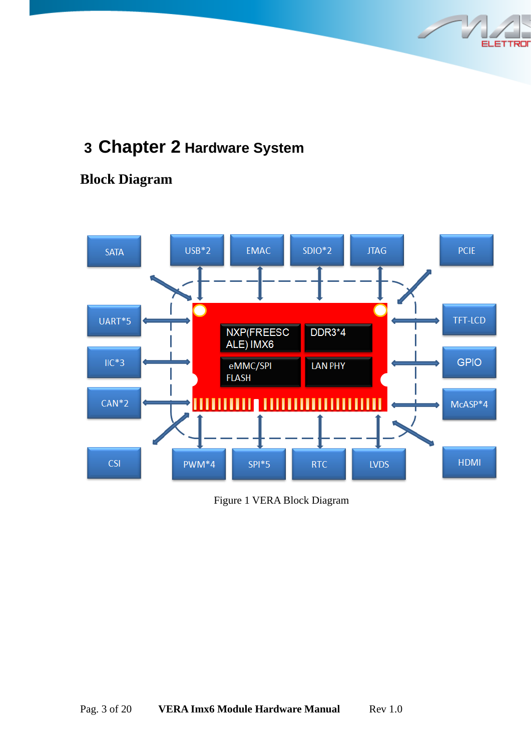# 3 Chapter 2 Hardware System

## Block Diagram

SATA | USB*2 | EMAC | SDIO*2 | JTAG | PCIE

UART*5 | IIC*3 | CAN*2 | CSI

NXP(FREESCALE) IMX6 | DDR3*4 | eMMC/SPI FLASH | LAN PHY

TFT-LCD | GPIO | McASP*4 | HDMI

PWM*4 | SPI*5 | RTC | LVDS

Figure 1 VERA Block Diagram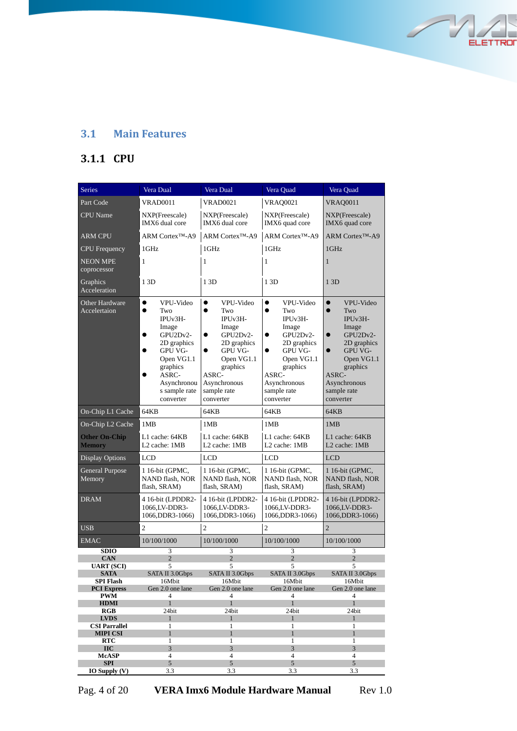## 3.1 Main Features

### 3.1.1 CPU

| Series | Vera Dual | Vera Dual | Vera Quad | Vera Quad |
|---|---|---|---|---|
| Part Code | VRAD0011 | VRAD0021 | VRAQ0021 | VRAQ0011 |
| CPU Name | NXP(Freescale) IMX6 dual core | NXP(Freescale) IMX6 dual core | NXP(Freescale) IMX6 quad core | NXP(Freescale) IMX6 quad core |
| ARM CPU | ARM Cortex™-A9 | ARM Cortex™-A9 | ARM Cortex™-A9 | ARM Cortex™-A9 |
| CPU Frequency | 1GHz | 1GHz | 1GHz | 1GHz |
| NEON MPE coprocessor | 1 | 1 | 1 | 1 |
| Graphics Acceleration | 1 3D | 1 3D | 1 3D | 1 3D |
| Other Hardware Accelertation | • VPU-Video • Two IPUv3H-Image • GPU2Dv2-2D graphics • GPU VG-Open VG1.1 graphics • ASRC-Asynchronous sample rate converter | • VPU-Video • Two IPUv3H-Image • GPU2Dv2-2D graphics • GPU VG-Open VG1.1 graphics ASRC-Asynchronous sample rate converter | • VPU-Video • Two IPUv3H-Image • GPU2Dv2-2D graphics • GPU VG-Open VG1.1 graphics ASRC-Asynchronous sample rate converter | • VPU-Video • Two IPUv3H-Image • GPU2Dv2-2D graphics • GPU VG-Open VG1.1 graphics ASRC-Asynchronous sample rate converter |
| On-Chip L1 Cache | 64KB | 64KB | 64KB | 64KB |
| On-Chip L2 Cache | 1MB | 1MB | 1MB | 1MB |
| **Other On-Chip Memory** | L1 cache: 64KB L2 cache: 1MB | L1 cache: 64KB L2 cache: 1MB | L1 cache: 64KB L2 cache: 1MB | L1 cache: 64KB L2 cache: 1MB |
| Display Options | LCD | LCD | LCD | LCD |
| General Purpose Memory | 1 16-bit (GPMC, NAND flash, NOR flash, SRAM) | 1 16-bit (GPMC, NAND flash, NOR flash, SRAM) | 1 16-bit (GPMC, NAND flash, NOR flash, SRAM) | 1 16-bit (GPMC, NAND flash, NOR flash, SRAM) |
| DRAM | 4 16-bit (LPDDR2-1066,LV-DDR3-1066,DDR3-1066) | 4 16-bit (LPDDR2-1066,LV-DDR3-1066,DDR3-1066) | 4 16-bit (LPDDR2-1066,LV-DDR3-1066,DDR3-1066) | 4 16-bit (LPDDR2-1066,LV-DDR3-1066,DDR3-1066) |
| USB | 2 | 2 | 2 | 2 |
| EMAC | 10/100/1000 | 10/100/1000 | 10/100/1000 | 10/100/1000 |
| **SDIO** | 3 | 3 | 3 | 3 |
| **CAN** | 2 | 2 | 2 | 2 |
| **UART (SCI)** | 5 | 5 | 5 | 5 |
| **SATA** | SATA II 3.0Gbps | SATA II 3.0Gbps | SATA II 3.0Gbps | SATA II 3.0Gbps |
| **SPI Flash** | 16Mbit | 16Mbit | 16Mbit | 16Mbit |
| **PCI Express** | Gen 2.0 one lane | Gen 2.0 one lane | Gen 2.0 one lane | Gen 2.0 one lane |
| **PWM** | 4 | 4 | 4 | 4 |
| **HDMI** | 1 | 1 | 1 | 1 |
| **RGB** | 24bit | 24bit | 24bit | 24bit |
| **LVDS** | 1 | 1 | 1 | 1 |
| **CSI Parrallel** | 1 | 1 | 1 | 1 |
| **MIPI CSI** | 1 | 1 | 1 | 1 |
| **RTC** | 1 | 1 | 1 | 1 |
| **IIC** | 3 | 3 | 3 | 3 |
| **McASP** | 4 | 4 | 4 | 4 |
| **SPI** | 5 | 5 | 5 | 5 |
| **IO Supply (V)** | 3.3 | 3.3 | 3.3 | 3.3 |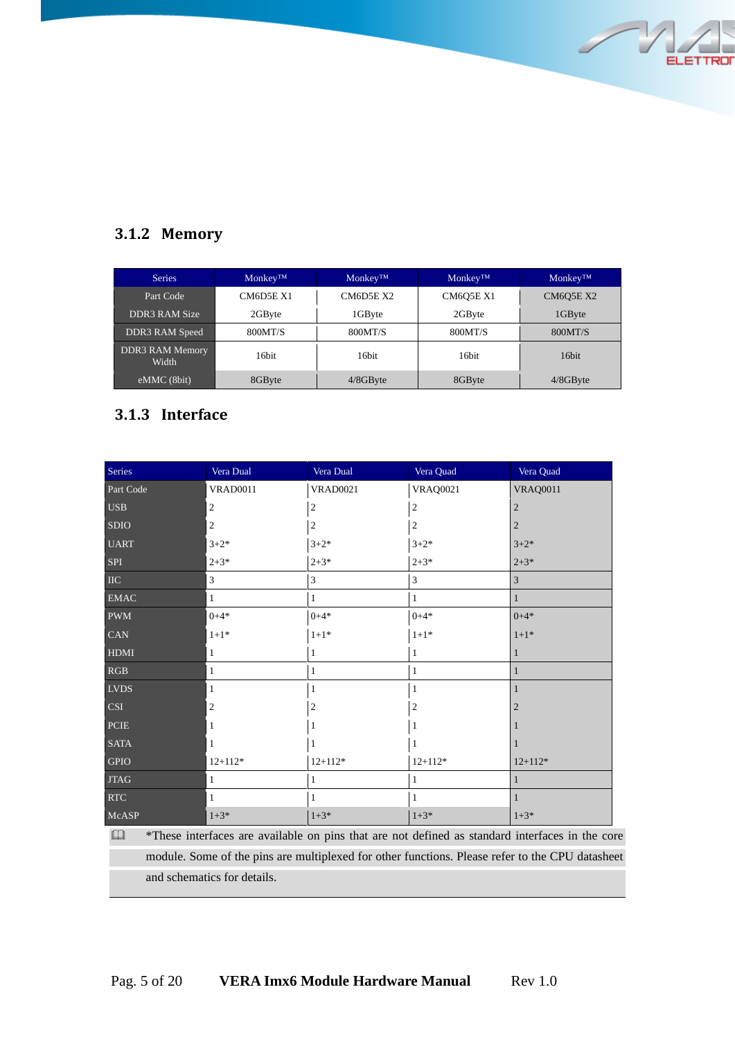### 3.1.2 Memory

| Series | Monkey™ | Monkey™ | Monkey™ | Monkey™ |
|---|---|---|---|---|
| Part Code | CM6D5E X1 | CM6D5E X2 | CM6Q5E X1 | CM6Q5E X2 |
| DDR3 RAM Size | 2GByte | 1GByte | 2GByte | 1GByte |
| DDR3 RAM Speed | 800MT/S | 800MT/S | 800MT/S | 800MT/S |
| DDR3 RAM Memory Width | 16bit | 16bit | 16bit | 16bit |
| eMMC (8bit) | 8GByte | 4/8GByte | 8GByte | 4/8GByte |

### 3.1.3 Interface

| Series | Vera Dual | Vera Dual | Vera Quad | Vera Quad |
|---|---|---|---|---|
| Part Code | VRAD0011 | VRAD0021 | VRAQ0021 | VRAQ0011 |
| USB | 2 | 2 | 2 | 2 |
| SDIO | 2 | 2 | 2 | 2 |
| UART | 3+2* | 3+2* | 3+2* | 3+2* |
| SPI | 2+3* | 2+3* | 2+3* | 2+3* |
| IIC | 3 | 3 | 3 | 3 |
| EMAC | 1 | 1 | 1 | 1 |
| PWM | 0+4* | 0+4* | 0+4* | 0+4* |
| CAN | 1+1* | 1+1* | 1+1* | 1+1* |
| HDMI | 1 | 1 | 1 | 1 |
| RGB | 1 | 1 | 1 | 1 |
| LVDS | 1 | 1 | 1 | 1 |
| CSI | 2 | 2 | 2 | 2 |
| PCIE | 1 | 1 | 1 | 1 |
| SATA | 1 | 1 | 1 | 1 |
| GPIO | 12+112* | 12+112* | 12+112* | 12+112* |
| JTAG | 1 | 1 | 1 | 1 |
| RTC | 1 | 1 | 1 | 1 |
| McASP | 1+3* | 1+3* | 1+3* | 1+3* |

*These interfaces are available on pins that are not defined as standard interfaces in the core module. Some of the pins are multiplexed for other functions. Please refer to the CPU datasheet and schematics for details.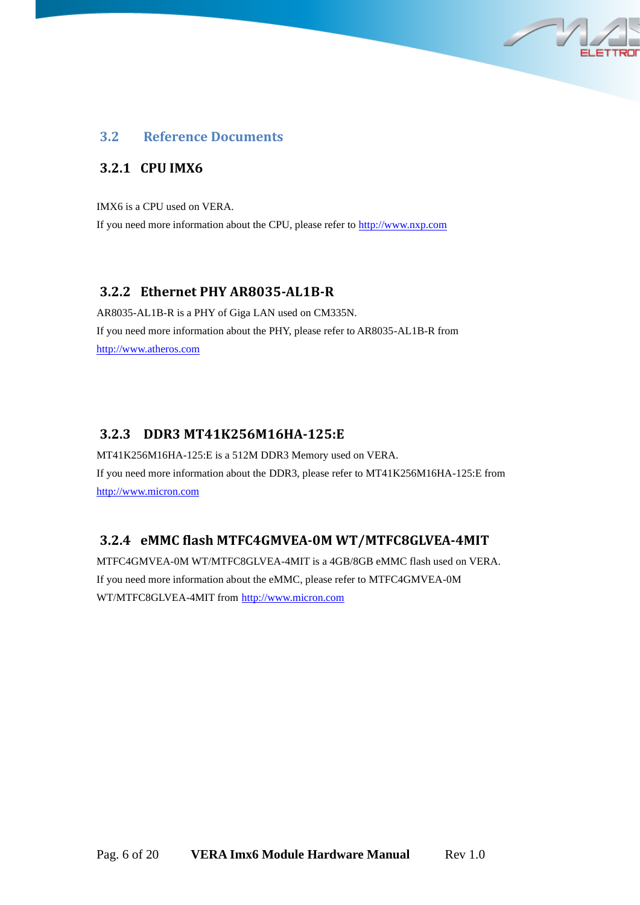## 3.2 Reference Documents

### 3.2.1 CPU IMX6

IMX6 is a CPU used on VERA.

If you need more information about the CPU, please refer to http://www.nxp.com

### 3.2.2 Ethernet PHY AR8035-AL1B-R

AR8035-AL1B-R is a PHY of Giga LAN used on CM335N.

If you need more information about the PHY, please refer to AR8035-AL1B-R from http://www.atheros.com

### 3.2.3 DDR3 MT41K256M16HA-125:E

MT41K256M16HA-125:E is a 512M DDR3 Memory used on VERA.

If you need more information about the DDR3, please refer to MT41K256M16HA-125:E from http://www.micron.com

### 3.2.4 eMMC flash MTFC4GMVEA-0M WT/MTFC8GLVEA-4MIT

MTFC4GMVEA-0M WT/MTFC8GLVEA-4MIT is a 4GB/8GB eMMC flash used on VERA.

If you need more information about the eMMC, please refer to MTFC4GMVEA-0M WT/MTFC8GLVEA-4MIT from http://www.micron.com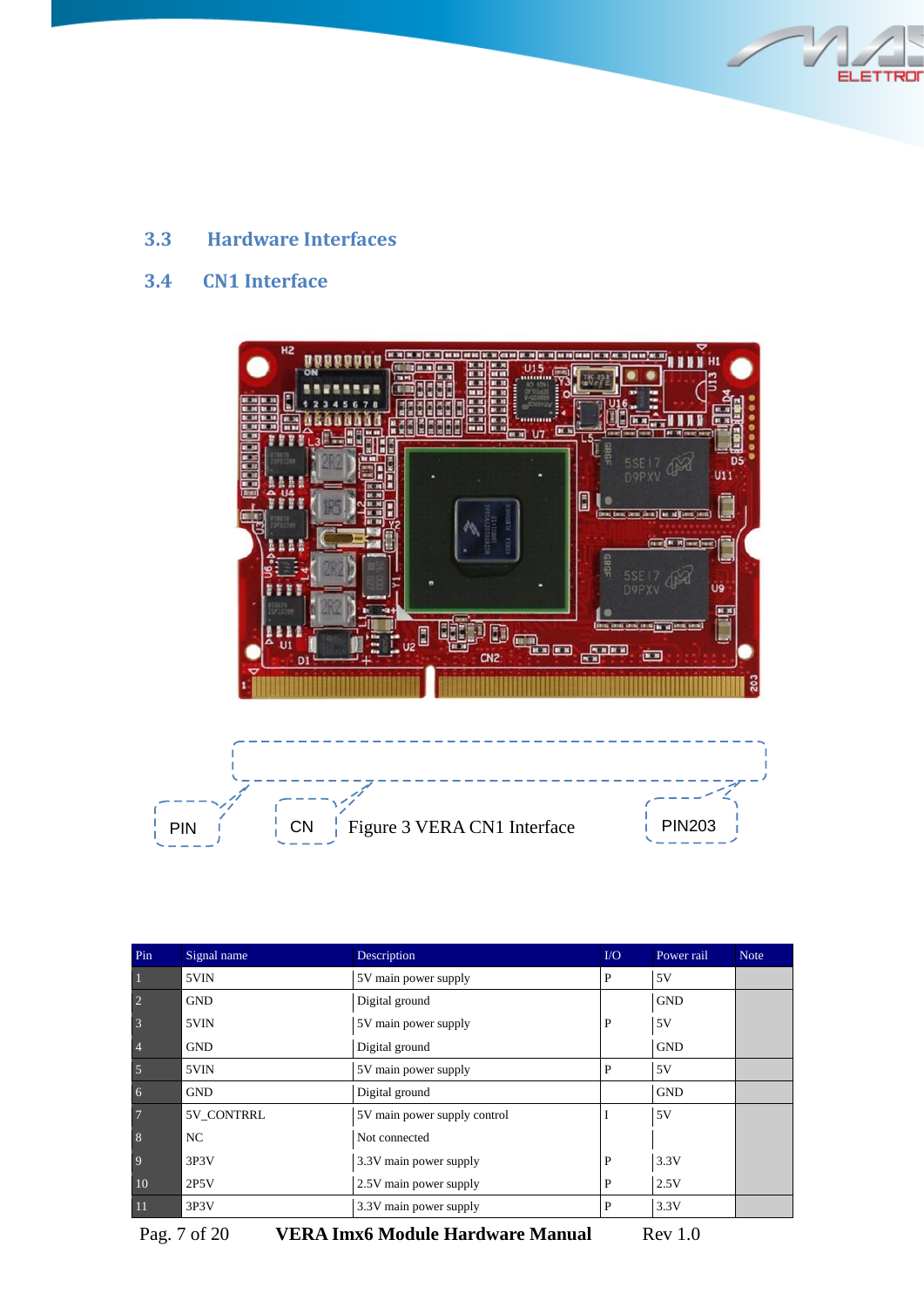## 3.3 Hardware Interfaces

## 3.4 CN1 Interface

PIN1 CN2 PIN203

Figure 3 VERA CN1 Interface

| Pin | Signal name | Description | I/O | Power rail | Note |
|---|---|---|---|---|---|
| 1 | 5VIN | 5V main power supply | P | 5V | |
| 2 | GND | Digital ground | | GND | |
| 3 | 5VIN | 5V main power supply | P | 5V | |
| 4 | GND | Digital ground | | GND | |
| 5 | 5VIN | 5V main power supply | P | 5V | |
| 6 | GND | Digital ground | | GND | |
| 7 | 5V_CONTRRL | 5V main power supply control | I | 5V | |
| 8 | NC | Not connected | | | |
| 9 | 3P3V | 3.3V main power supply | P | 3.3V | |
| 10 | 2P5V | 2.5V main power supply | P | 2.5V | |
| 11 | 3P3V | 3.3V main power supply | P | 3.3V | |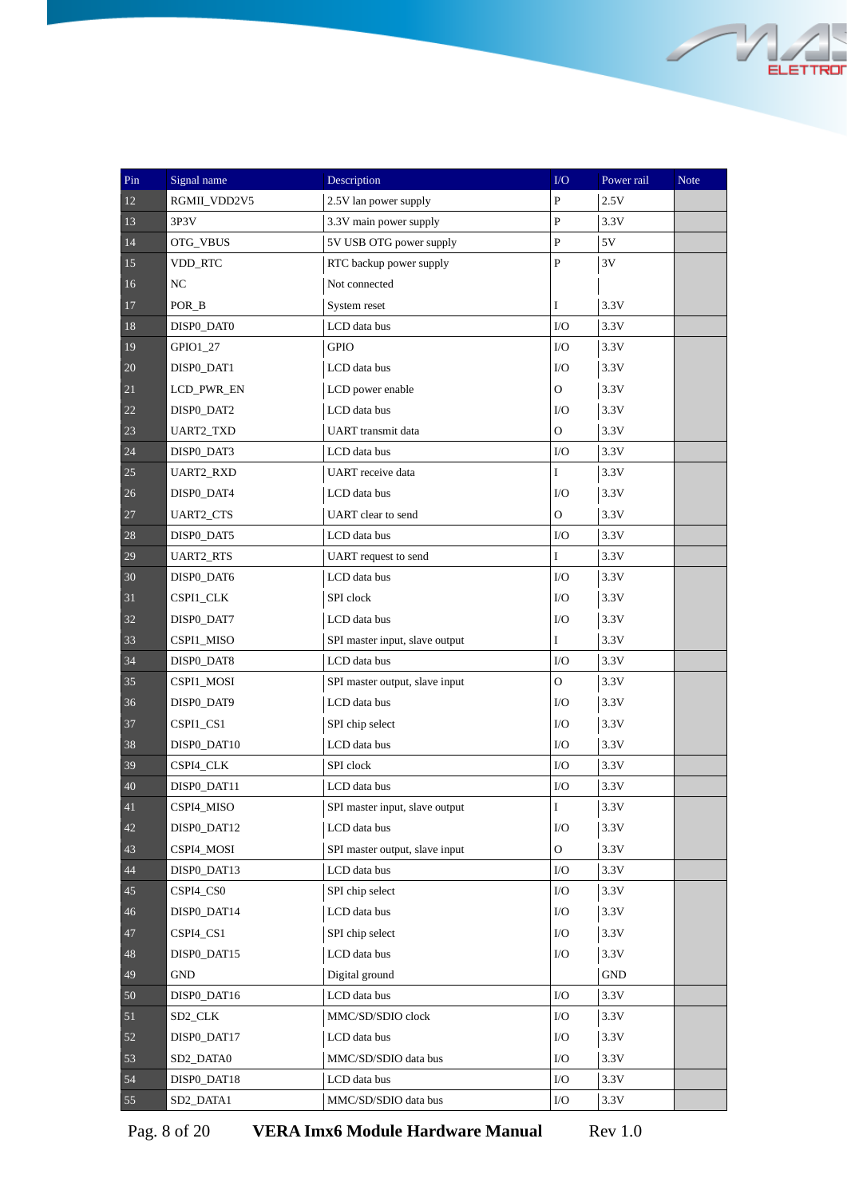| Pin | Signal name | Description | I/O | Power rail | Note |
|---|---|---|---|---|---|
| 12 | RGMII_VDD2V5 | 2.5V lan power supply | P | 2.5V | |
| 13 | 3P3V | 3.3V main power supply | P | 3.3V | |
| 14 | OTG_VBUS | 5V USB OTG power supply | P | 5V | |
| 15 | VDD_RTC | RTC backup power supply | P | 3V | |
| 16 | NC | Not connected | | | |
| 17 | POR_B | System reset | I | 3.3V | |
| 18 | DISP0_DAT0 | LCD data bus | I/O | 3.3V | |
| 19 | GPIO1_27 | GPIO | I/O | 3.3V | |
| 20 | DISP0_DAT1 | LCD data bus | I/O | 3.3V | |
| 21 | LCD_PWR_EN | LCD power enable | O | 3.3V | |
| 22 | DISP0_DAT2 | LCD data bus | I/O | 3.3V | |
| 23 | UART2_TXD | UART transmit data | O | 3.3V | |
| 24 | DISP0_DAT3 | LCD data bus | I/O | 3.3V | |
| 25 | UART2_RXD | UART receive data | I | 3.3V | |
| 26 | DISP0_DAT4 | LCD data bus | I/O | 3.3V | |
| 27 | UART2_CTS | UART clear to send | O | 3.3V | |
| 28 | DISP0_DAT5 | LCD data bus | I/O | 3.3V | |
| 29 | UART2_RTS | UART request to send | I | 3.3V | |
| 30 | DISP0_DAT6 | LCD data bus | I/O | 3.3V | |
| 31 | CSPI1_CLK | SPI clock | I/O | 3.3V | |
| 32 | DISP0_DAT7 | LCD data bus | I/O | 3.3V | |
| 33 | CSPI1_MISO | SPI master input, slave output | I | 3.3V | |
| 34 | DISP0_DAT8 | LCD data bus | I/O | 3.3V | |
| 35 | CSPI1_MOSI | SPI master output, slave input | O | 3.3V | |
| 36 | DISP0_DAT9 | LCD data bus | I/O | 3.3V | |
| 37 | CSPI1_CS1 | SPI chip select | I/O | 3.3V | |
| 38 | DISP0_DAT10 | LCD data bus | I/O | 3.3V | |
| 39 | CSPI4_CLK | SPI clock | I/O | 3.3V | |
| 40 | DISP0_DAT11 | LCD data bus | I/O | 3.3V | |
| 41 | CSPI4_MISO | SPI master input, slave output | I | 3.3V | |
| 42 | DISP0_DAT12 | LCD data bus | I/O | 3.3V | |
| 43 | CSPI4_MOSI | SPI master output, slave input | O | 3.3V | |
| 44 | DISP0_DAT13 | LCD data bus | I/O | 3.3V | |
| 45 | CSPI4_CS0 | SPI chip select | I/O | 3.3V | |
| 46 | DISP0_DAT14 | LCD data bus | I/O | 3.3V | |
| 47 | CSPI4_CS1 | SPI chip select | I/O | 3.3V | |
| 48 | DISP0_DAT15 | LCD data bus | I/O | 3.3V | |
| 49 | GND | Digital ground | | GND | |
| 50 | DISP0_DAT16 | LCD data bus | I/O | 3.3V | |
| 51 | SD2_CLK | MMC/SD/SDIO clock | I/O | 3.3V | |
| 52 | DISP0_DAT17 | LCD data bus | I/O | 3.3V | |
| 53 | SD2_DATA0 | MMC/SD/SDIO data bus | I/O | 3.3V | |
| 54 | DISP0_DAT18 | LCD data bus | I/O | 3.3V | |
| 55 | SD2_DATA1 | MMC/SD/SDIO data bus | I/O | 3.3V | |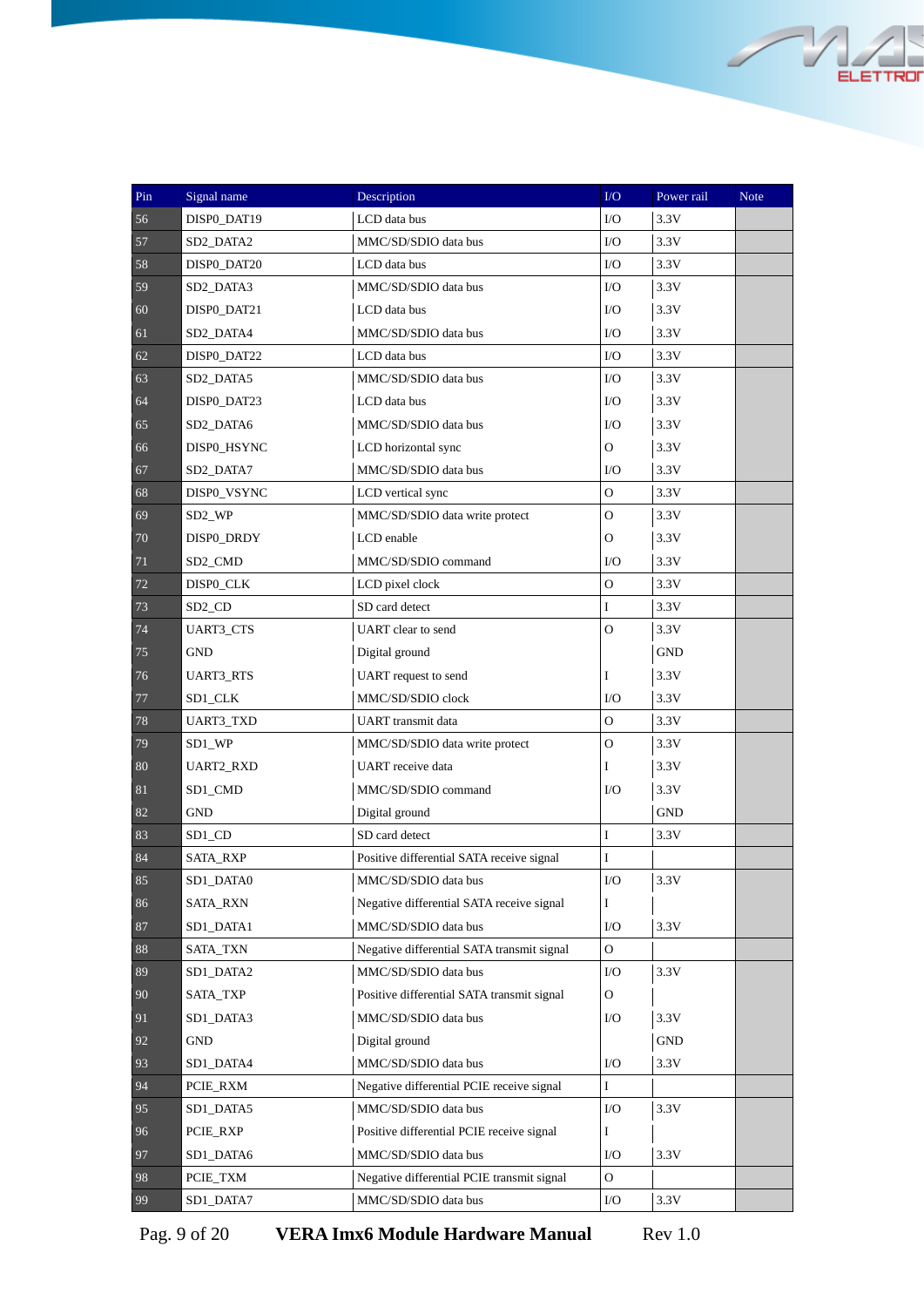| Pin | Signal name | Description | I/O | Power rail | Note |
|---|---|---|---|---|---|
| 56 | DISP0_DAT19 | LCD data bus | I/O | 3.3V | |
| 57 | SD2_DATA2 | MMC/SD/SDIO data bus | I/O | 3.3V | |
| 58 | DISP0_DAT20 | LCD data bus | I/O | 3.3V | |
| 59 | SD2_DATA3 | MMC/SD/SDIO data bus | I/O | 3.3V | |
| 60 | DISP0_DAT21 | LCD data bus | I/O | 3.3V | |
| 61 | SD2_DATA4 | MMC/SD/SDIO data bus | I/O | 3.3V | |
| 62 | DISP0_DAT22 | LCD data bus | I/O | 3.3V | |
| 63 | SD2_DATA5 | MMC/SD/SDIO data bus | I/O | 3.3V | |
| 64 | DISP0_DAT23 | LCD data bus | I/O | 3.3V | |
| 65 | SD2_DATA6 | MMC/SD/SDIO data bus | I/O | 3.3V | |
| 66 | DISP0_HSYNC | LCD horizontal sync | O | 3.3V | |
| 67 | SD2_DATA7 | MMC/SD/SDIO data bus | I/O | 3.3V | |
| 68 | DISP0_VSYNC | LCD vertical sync | O | 3.3V | |
| 69 | SD2_WP | MMC/SD/SDIO data write protect | O | 3.3V | |
| 70 | DISP0_DRDY | LCD enable | O | 3.3V | |
| 71 | SD2_CMD | MMC/SD/SDIO command | I/O | 3.3V | |
| 72 | DISP0_CLK | LCD pixel clock | O | 3.3V | |
| 73 | SD2_CD | SD card detect | I | 3.3V | |
| 74 | UART3_CTS | UART clear to send | O | 3.3V | |
| 75 | GND | Digital ground | | GND | |
| 76 | UART3_RTS | UART request to send | I | 3.3V | |
| 77 | SD1_CLK | MMC/SD/SDIO clock | I/O | 3.3V | |
| 78 | UART3_TXD | UART transmit data | O | 3.3V | |
| 79 | SD1_WP | MMC/SD/SDIO data write protect | O | 3.3V | |
| 80 | UART2_RXD | UART receive data | I | 3.3V | |
| 81 | SD1_CMD | MMC/SD/SDIO command | I/O | 3.3V | |
| 82 | GND | Digital ground | | GND | |
| 83 | SD1_CD | SD card detect | I | 3.3V | |
| 84 | SATA_RXP | Positive differential SATA receive signal | I | | |
| 85 | SD1_DATA0 | MMC/SD/SDIO data bus | I/O | 3.3V | |
| 86 | SATA_RXN | Negative differential SATA receive signal | I | | |
| 87 | SD1_DATA1 | MMC/SD/SDIO data bus | I/O | 3.3V | |
| 88 | SATA_TXN | Negative differential SATA transmit signal | O | | |
| 89 | SD1_DATA2 | MMC/SD/SDIO data bus | I/O | 3.3V | |
| 90 | SATA_TXP | Positive differential SATA transmit signal | O | | |
| 91 | SD1_DATA3 | MMC/SD/SDIO data bus | I/O | 3.3V | |
| 92 | GND | Digital ground | | GND | |
| 93 | SD1_DATA4 | MMC/SD/SDIO data bus | I/O | 3.3V | |
| 94 | PCIE_RXM | Negative differential PCIE receive signal | I | | |
| 95 | SD1_DATA5 | MMC/SD/SDIO data bus | I/O | 3.3V | |
| 96 | PCIE_RXP | Positive differential PCIE receive signal | I | | |
| 97 | SD1_DATA6 | MMC/SD/SDIO data bus | I/O | 3.3V | |
| 98 | PCIE_TXM | Negative differential PCIE transmit signal | O | | |
| 99 | SD1_DATA7 | MMC/SD/SDIO data bus | I/O | 3.3V | |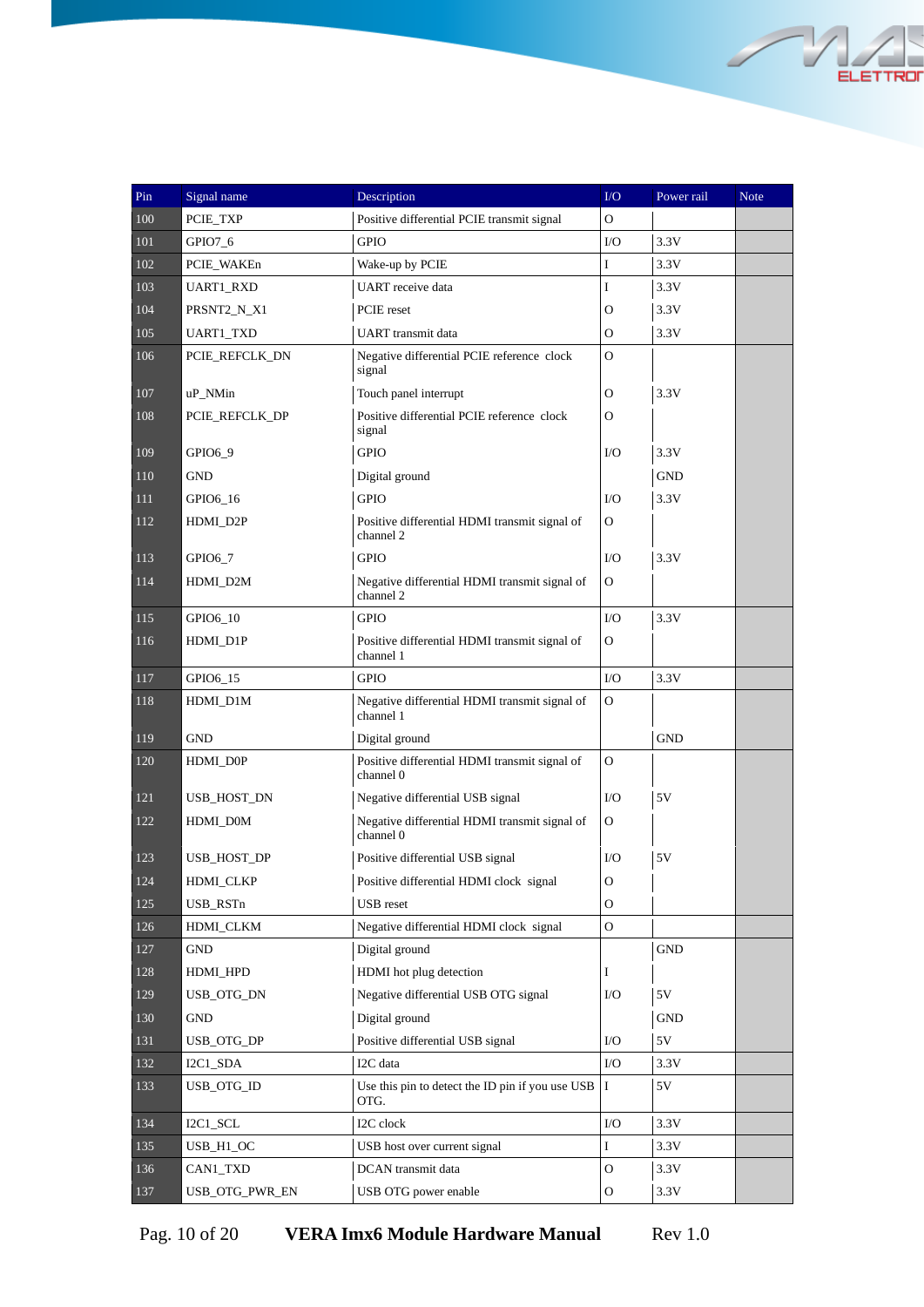| Pin | Signal name | Description | I/O | Power rail | Note |
|---|---|---|---|---|---|
| 100 | PCIE_TXP | Positive differential PCIE transmit signal | O | | |
| 101 | GPIO7_6 | GPIO | I/O | 3.3V | |
| 102 | PCIE_WAKEn | Wake-up by PCIE | I | 3.3V | |
| 103 | UART1_RXD | UART receive data | I | 3.3V | |
| 104 | PRSNT2_N_X1 | PCIE reset | O | 3.3V | |
| 105 | UART1_TXD | UART transmit data | O | 3.3V | |
| 106 | PCIE_REFCLK_DN | Negative differential PCIE reference clock signal | O | | |
| 107 | uP_NMin | Touch panel interrupt | O | 3.3V | |
| 108 | PCIE_REFCLK_DP | Positive differential PCIE reference clock signal | O | | |
| 109 | GPIO6_9 | GPIO | I/O | 3.3V | |
| 110 | GND | Digital ground | | GND | |
| 111 | GPIO6_16 | GPIO | I/O | 3.3V | |
| 112 | HDMI_D2P | Positive differential HDMI transmit signal of channel 2 | O | | |
| 113 | GPIO6_7 | GPIO | I/O | 3.3V | |
| 114 | HDMI_D2M | Negative differential HDMI transmit signal of channel 2 | O | | |
| 115 | GPIO6_10 | GPIO | I/O | 3.3V | |
| 116 | HDMI_D1P | Positive differential HDMI transmit signal of channel 1 | O | | |
| 117 | GPIO6_15 | GPIO | I/O | 3.3V | |
| 118 | HDMI_D1M | Negative differential HDMI transmit signal of channel 1 | O | | |
| 119 | GND | Digital ground | | GND | |
| 120 | HDMI_D0P | Positive differential HDMI transmit signal of channel 0 | O | | |
| 121 | USB_HOST_DN | Negative differential USB signal | I/O | 5V | |
| 122 | HDMI_D0M | Negative differential HDMI transmit signal of channel 0 | O | | |
| 123 | USB_HOST_DP | Positive differential USB signal | I/O | 5V | |
| 124 | HDMI_CLKP | Positive differential HDMI clock signal | O | | |
| 125 | USB_RSTn | USB reset | O | | |
| 126 | HDMI_CLKM | Negative differential HDMI clock signal | O | | |
| 127 | GND | Digital ground | | GND | |
| 128 | HDMI_HPD | HDMI hot plug detection | I | | |
| 129 | USB_OTG_DN | Negative differential USB OTG signal | I/O | 5V | |
| 130 | GND | Digital ground | | GND | |
| 131 | USB_OTG_DP | Positive differential USB signal | I/O | 5V | |
| 132 | I2C1_SDA | I2C data | I/O | 3.3V | |
| 133 | USB_OTG_ID | Use this pin to detect the ID pin if you use USB OTG. | I | 5V | |
| 134 | I2C1_SCL | I2C clock | I/O | 3.3V | |
| 135 | USB_H1_OC | USB host over current signal | I | 3.3V | |
| 136 | CAN1_TXD | DCAN transmit data | O | 3.3V | |
| 137 | USB_OTG_PWR_EN | USB OTG power enable | O | 3.3V | |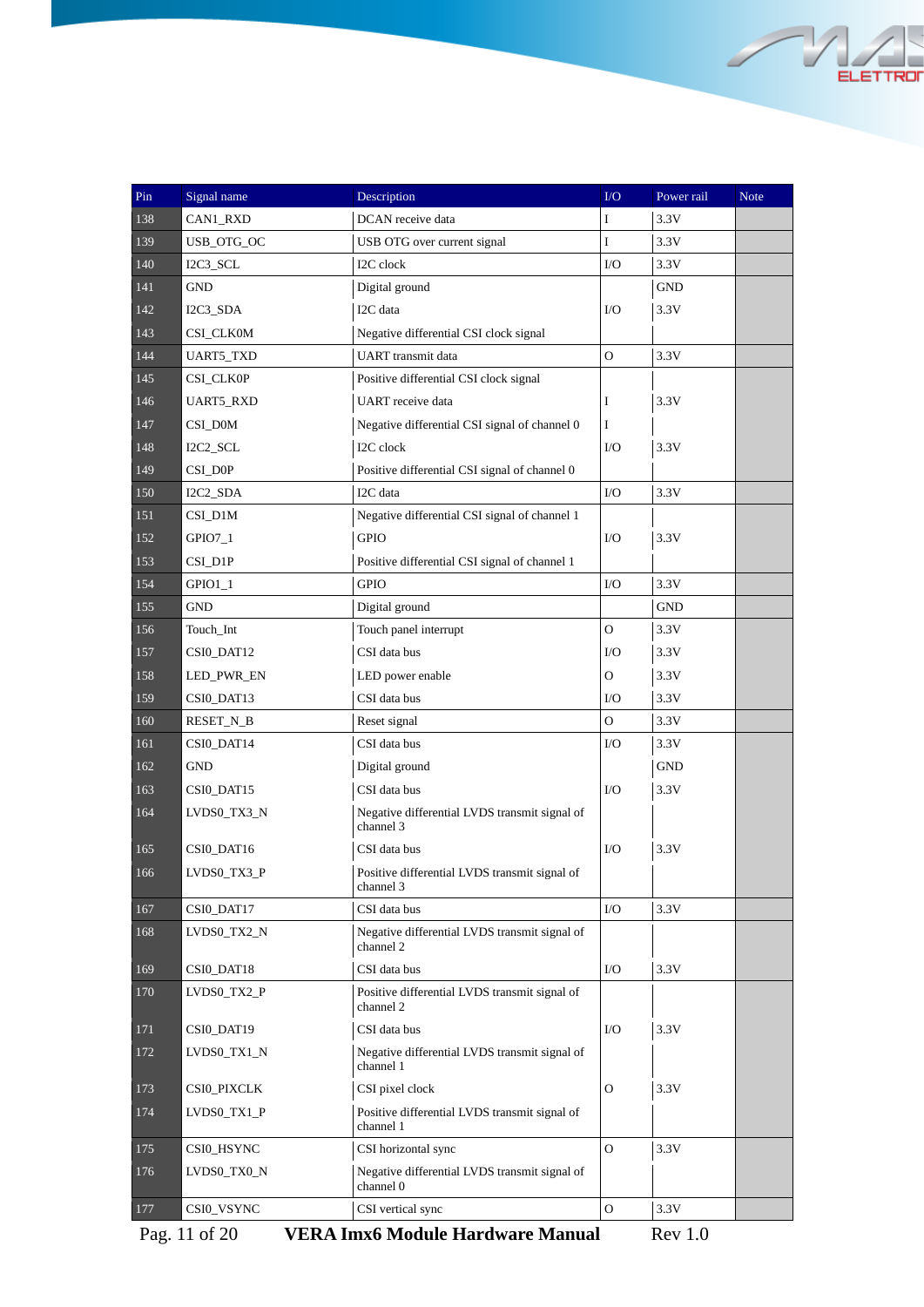| Pin | Signal name | Description | I/O | Power rail | Note |
|---|---|---|---|---|---|
| 138 | CAN1_RXD | DCAN receive data | I | 3.3V | |
| 139 | USB_OTG_OC | USB OTG over current signal | I | 3.3V | |
| 140 | I2C3_SCL | I2C clock | I/O | 3.3V | |
| 141 | GND | Digital ground | | GND | |
| 142 | I2C3_SDA | I2C data | I/O | 3.3V | |
| 143 | CSI_CLK0M | Negative differential CSI clock signal | | | |
| 144 | UART5_TXD | UART transmit data | O | 3.3V | |
| 145 | CSI_CLK0P | Positive differential CSI clock signal | | | |
| 146 | UART5_RXD | UART receive data | I | 3.3V | |
| 147 | CSI_D0M | Negative differential CSI signal of channel 0 | I | | |
| 148 | I2C2_SCL | I2C clock | I/O | 3.3V | |
| 149 | CSI_D0P | Positive differential CSI signal of channel 0 | | | |
| 150 | I2C2_SDA | I2C data | I/O | 3.3V | |
| 151 | CSI_D1M | Negative differential CSI signal of channel 1 | | | |
| 152 | GPIO7_1 | GPIO | I/O | 3.3V | |
| 153 | CSI_D1P | Positive differential CSI signal of channel 1 | | | |
| 154 | GPIO1_1 | GPIO | I/O | 3.3V | |
| 155 | GND | Digital ground | | GND | |
| 156 | Touch_Int | Touch panel interrupt | O | 3.3V | |
| 157 | CSI0_DAT12 | CSI data bus | I/O | 3.3V | |
| 158 | LED_PWR_EN | LED power enable | O | 3.3V | |
| 159 | CSI0_DAT13 | CSI data bus | I/O | 3.3V | |
| 160 | RESET_N_B | Reset signal | O | 3.3V | |
| 161 | CSI0_DAT14 | CSI data bus | I/O | 3.3V | |
| 162 | GND | Digital ground | | GND | |
| 163 | CSI0_DAT15 | CSI data bus | I/O | 3.3V | |
| 164 | LVDS0_TX3_N | Negative differential LVDS transmit signal of channel 3 | | | |
| 165 | CSI0_DAT16 | CSI data bus | I/O | 3.3V | |
| 166 | LVDS0_TX3_P | Positive differential LVDS transmit signal of channel 3 | | | |
| 167 | CSI0_DAT17 | CSI data bus | I/O | 3.3V | |
| 168 | LVDS0_TX2_N | Negative differential LVDS transmit signal of channel 2 | | | |
| 169 | CSI0_DAT18 | CSI data bus | I/O | 3.3V | |
| 170 | LVDS0_TX2_P | Positive differential LVDS transmit signal of channel 2 | | | |
| 171 | CSI0_DAT19 | CSI data bus | I/O | 3.3V | |
| 172 | LVDS0_TX1_N | Negative differential LVDS transmit signal of channel 1 | | | |
| 173 | CSI0_PIXCLK | CSI pixel clock | O | 3.3V | |
| 174 | LVDS0_TX1_P | Positive differential LVDS transmit signal of channel 1 | | | |
| 175 | CSI0_HSYNC | CSI horizontal sync | O | 3.3V | |
| 176 | LVDS0_TX0_N | Negative differential LVDS transmit signal of channel 0 | | | |
| 177 | CSI0_VSYNC | CSI vertical sync | O | 3.3V | |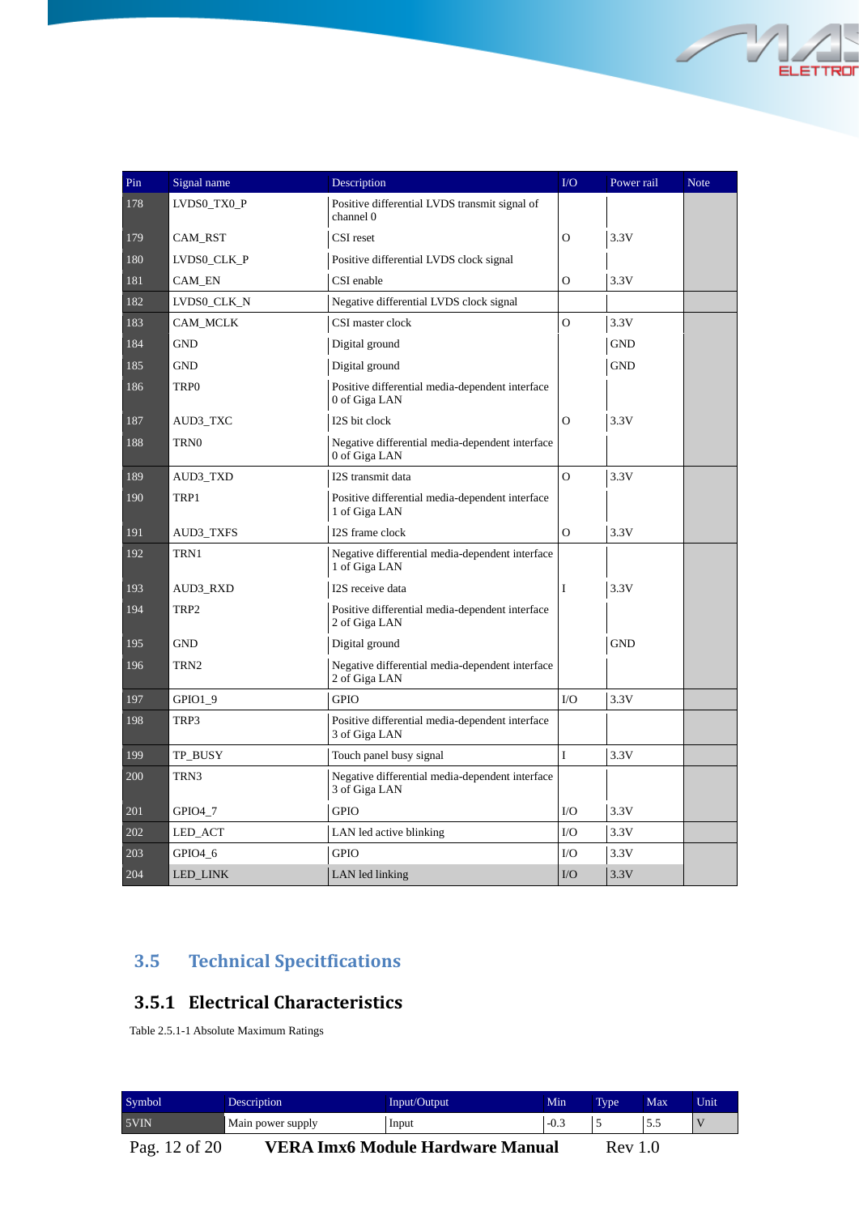| Pin | Signal name | Description | I/O | Power rail | Note |
|---|---|---|---|---|---|
| 178 | LVDS0_TX0_P | Positive differential LVDS transmit signal of channel 0 | | | |
| 179 | CAM_RST | CSI reset | O | 3.3V | |
| 180 | LVDS0_CLK_P | Positive differential LVDS clock signal | | | |
| 181 | CAM_EN | CSI enable | O | 3.3V | |
| 182 | LVDS0_CLK_N | Negative differential LVDS clock signal | | | |
| 183 | CAM_MCLK | CSI master clock | O | 3.3V | |
| 184 | GND | Digital ground | | GND | |
| 185 | GND | Digital ground | | GND | |
| 186 | TRP0 | Positive differential media-dependent interface 0 of Giga LAN | | | |
| 187 | AUD3_TXC | I2S bit clock | O | 3.3V | |
| 188 | TRN0 | Negative differential media-dependent interface 0 of Giga LAN | | | |
| 189 | AUD3_TXD | I2S transmit data | O | 3.3V | |
| 190 | TRP1 | Positive differential media-dependent interface 1 of Giga LAN | | | |
| 191 | AUD3_TXFS | I2S frame clock | O | 3.3V | |
| 192 | TRN1 | Negative differential media-dependent interface 1 of Giga LAN | | | |
| 193 | AUD3_RXD | I2S receive data | I | 3.3V | |
| 194 | TRP2 | Positive differential media-dependent interface 2 of Giga LAN | | | |
| 195 | GND | Digital ground | | GND | |
| 196 | TRN2 | Negative differential media-dependent interface 2 of Giga LAN | | | |
| 197 | GPIO1_9 | GPIO | I/O | 3.3V | |
| 198 | TRP3 | Positive differential media-dependent interface 3 of Giga LAN | | | |
| 199 | TP_BUSY | Touch panel busy signal | I | 3.3V | |
| 200 | TRN3 | Negative differential media-dependent interface 3 of Giga LAN | | | |
| 201 | GPIO4_7 | GPIO | I/O | 3.3V | |
| 202 | LED_ACT | LAN led active blinking | I/O | 3.3V | |
| 203 | GPIO4_6 | GPIO | I/O | 3.3V | |
| 204 | LED_LINK | LAN led linking | I/O | 3.3V | |

## 3.5 Technical Specitfications

### 3.5.1 Electrical Characteristics

Table 2.5.1-1 Absolute Maximum Ratings

| Symbol | Description | Input/Output | Min | Type | Max | Unit |
|---|---|---|---|---|---|---|
| 5VIN | Main power supply | Input | -0.3 | 5 | 5.5 | V |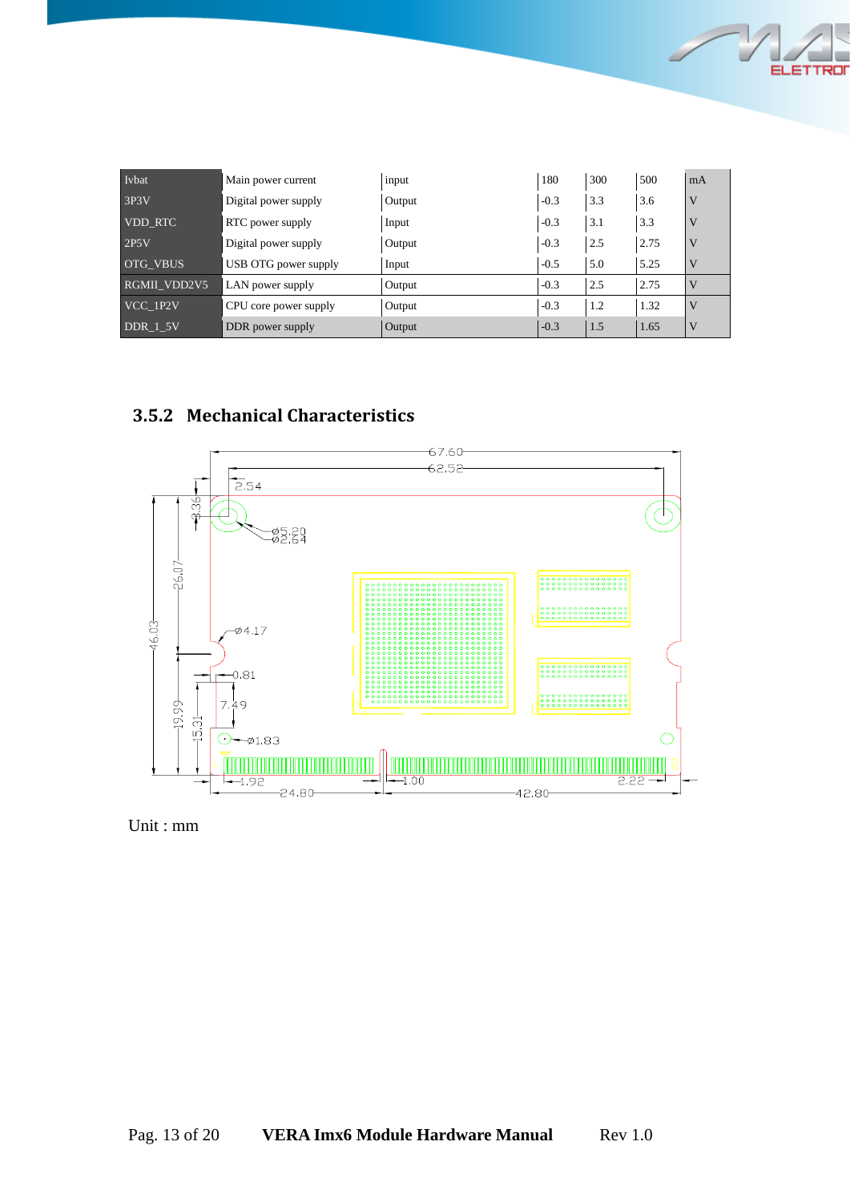| Ivbat | Main power current | input | 180 | 300 | 500 | mA |
|---|---|---|---|---|---|---|
| 3P3V | Digital power supply | Output | -0.3 | 3.3 | 3.6 | V |
| VDD_RTC | RTC power supply | Input | -0.3 | 3.1 | 3.3 | V |
| 2P5V | Digital power supply | Output | -0.3 | 2.5 | 2.75 | V |
| OTG_VBUS | USB OTG power supply | Input | -0.5 | 5.0 | 5.25 | V |
| RGMII_VDD2V5 | LAN power supply | Output | -0.3 | 2.5 | 2.75 | V |
| VCC_1P2V | CPU core power supply | Output | -0.3 | 1.2 | 1.32 | V |
| DDR_1_5V | DDR power supply | Output | -0.3 | 1.5 | 1.65 | V |

### 3.5.2 Mechanical Characteristics

Unit : mm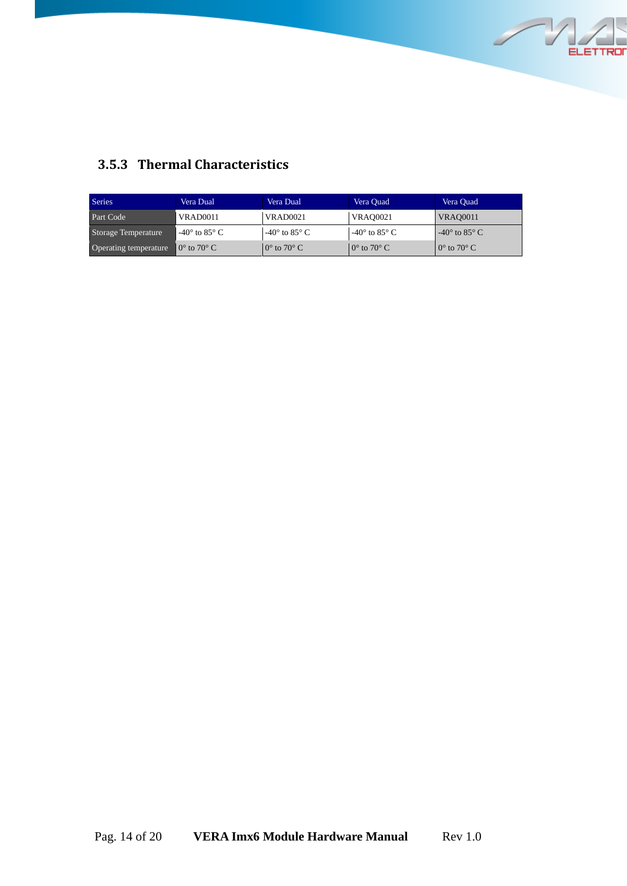### 3.5.3 Thermal Characteristics

| Series | Vera Dual | Vera Dual | Vera Quad | Vera Quad |
|---|---|---|---|---|
| Part Code | VRAD0011 | VRAD0021 | VRAQ0021 | VRAQ0011 |
| Storage Temperature | -40° to 85° C | -40° to 85° C | -40° to 85° C | -40° to 85° C |
| Operating temperature | 0° to 70° C | 0° to 70° C | 0° to 70° C | 0° to 70° C |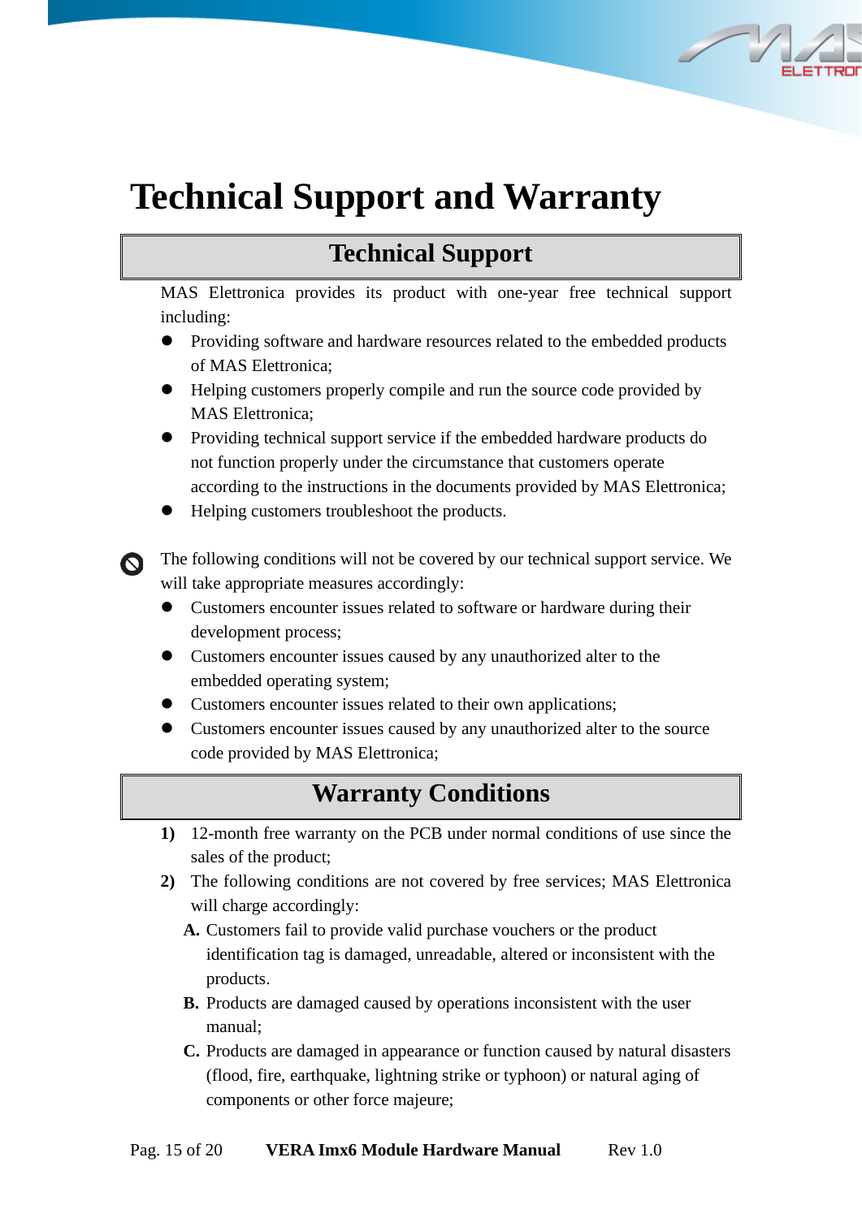# Technical Support and Warranty

## Technical Support

MAS Elettronica provides its product with one-year free technical support including:

- Providing software and hardware resources related to the embedded products of MAS Elettronica;
- Helping customers properly compile and run the source code provided by MAS Elettronica;
- Providing technical support service if the embedded hardware products do not function properly under the circumstance that customers operate according to the instructions in the documents provided by MAS Elettronica;
- Helping customers troubleshoot the products.

The following conditions will not be covered by our technical support service. We will take appropriate measures accordingly:

- Customers encounter issues related to software or hardware during their development process;
- Customers encounter issues caused by any unauthorized alter to the embedded operating system;
- Customers encounter issues related to their own applications;
- Customers encounter issues caused by any unauthorized alter to the source code provided by MAS Elettronica;

## Warranty Conditions

1) 12-month free warranty on the PCB under normal conditions of use since the sales of the product;
2) The following conditions are not covered by free services; MAS Elettronica will charge accordingly:
   - **A.** Customers fail to provide valid purchase vouchers or the product identification tag is damaged, unreadable, altered or inconsistent with the products.
   - **B.** Products are damaged caused by operations inconsistent with the user manual;
   - **C.** Products are damaged in appearance or function caused by natural disasters (flood, fire, earthquake, lightning strike or typhoon) or natural aging of components or other force majeure;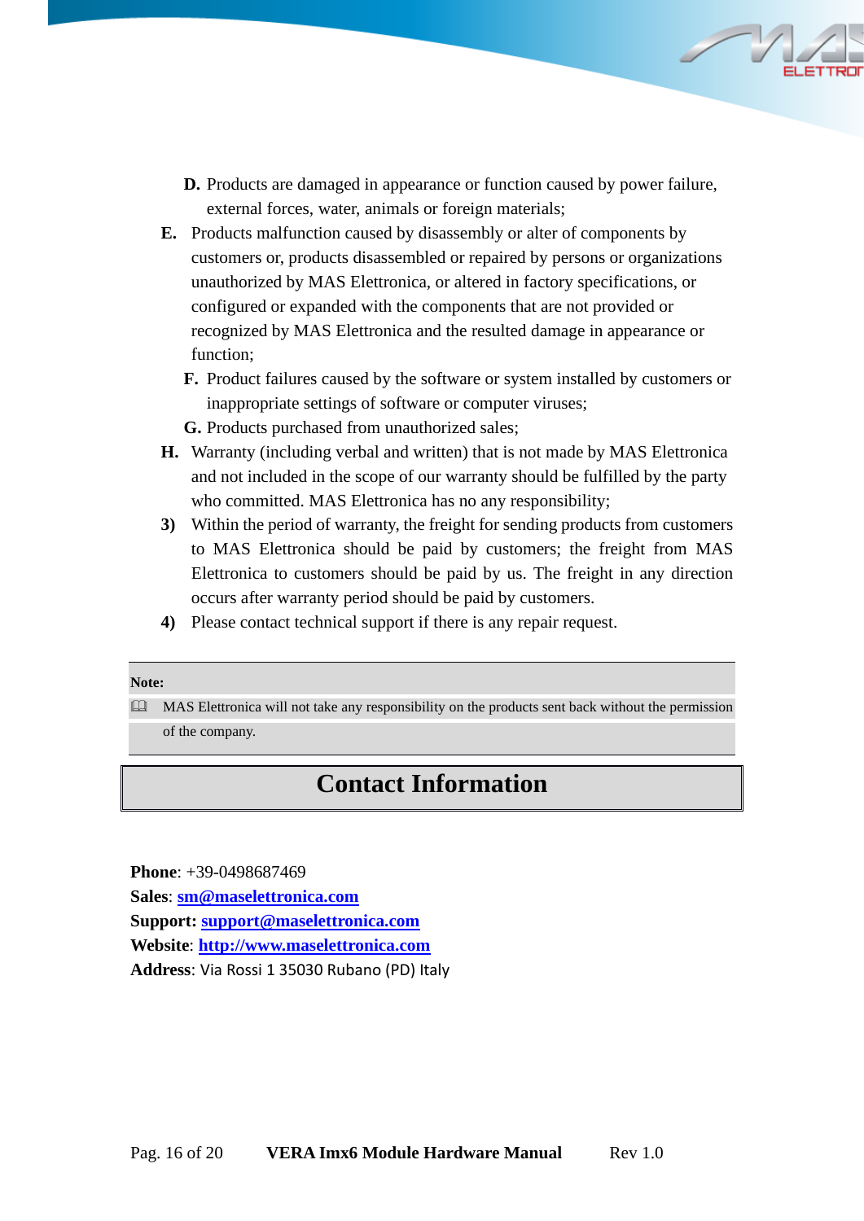D. Products are damaged in appearance or function caused by power failure, external forces, water, animals or foreign materials;

E. Products malfunction caused by disassembly or alter of components by customers or, products disassembled or repaired by persons or organizations unauthorized by MAS Elettronica, or altered in factory specifications, or configured or expanded with the components that are not provided or recognized by MAS Elettronica and the resulted damage in appearance or function;

F. Product failures caused by the software or system installed by customers or inappropriate settings of software or computer viruses;

G. Products purchased from unauthorized sales;

H. Warranty (including verbal and written) that is not made by MAS Elettronica and not included in the scope of our warranty should be fulfilled by the party who committed. MAS Elettronica has no any responsibility;

3) Within the period of warranty, the freight for sending products from customers to MAS Elettronica should be paid by customers; the freight from MAS Elettronica to customers should be paid by us. The freight in any direction occurs after warranty period should be paid by customers.

4) Please contact technical support if there is any repair request.

**Note:**

MAS Elettronica will not take any responsibility on the products sent back without the permission of the company.

# Contact Information

**Phone**: +39-0498687469
**Sales**: sm@maselettronica.com
**Support:** support@maselettronica.com
**Website**: http://www.maselettronica.com
**Address**: Via Rossi 1 35030 Rubano (PD) Italy